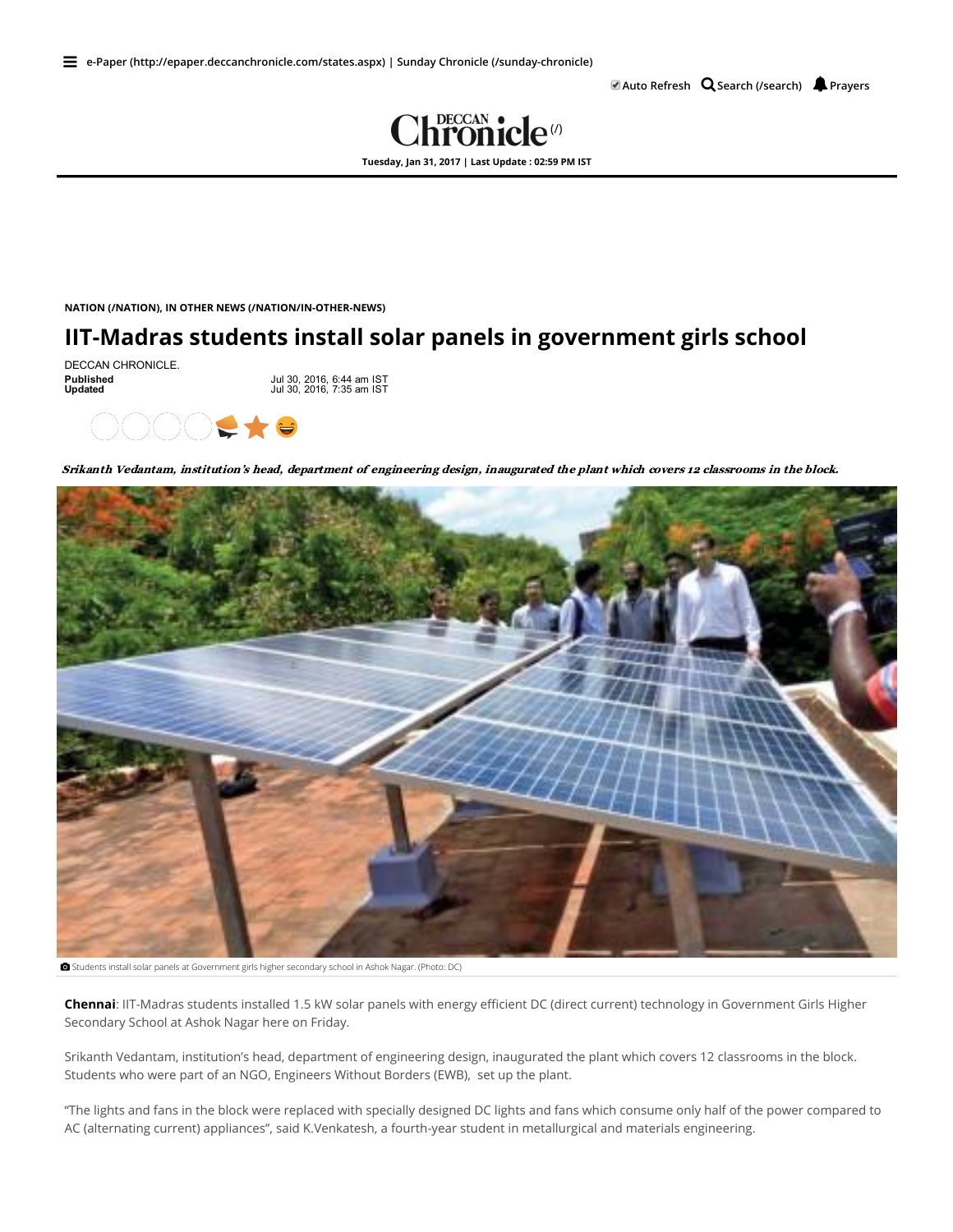NATION (/NATION), IN OTHER NEWS (/NATION/IN-OTHER-NEWS)

# IIT-Madras students install solar panels in government girls school

DECCAN CHRONICLE.

**Published** Jul 30, 2016, 6:44 am IST
**Updated** Jul 30, 2016, 7:35 am IST

***Srikanth Vedantam, institution's head, department of engineering design, inaugurated the plant which covers 12 classrooms in the block.***

Students install solar panels at Government girls higher secondary school in Ashok Nagar. (Photo: DC)

**Chennai**: IIT-Madras students installed 1.5 kW solar panels with energy efficient DC (direct current) technology in Government Girls Higher Secondary School at Ashok Nagar here on Friday.

Srikanth Vedantam, institution's head, department of engineering design, inaugurated the plant which covers 12 classrooms in the block. Students who were part of an NGO, Engineers Without Borders (EWB), set up the plant.

"The lights and fans in the block were replaced with specially designed DC lights and fans which consume only half of the power compared to AC (alternating current) appliances", said K.Venkatesh, a fourth-year student in metallurgical and materials engineering.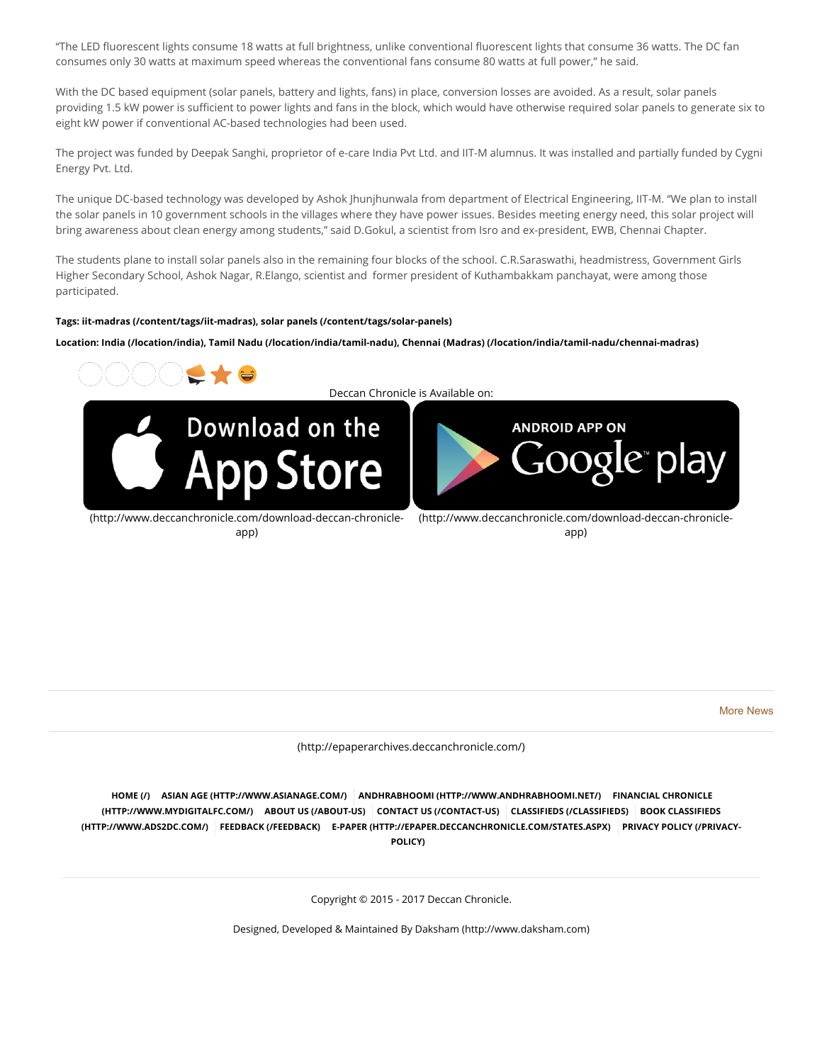"The LED fluorescent lights consume 18 watts at full brightness, unlike conventional fluorescent lights that consume 36 watts. The DC fan consumes only 30 watts at maximum speed whereas the conventional fans consume 80 watts at full power," he said.

With the DC based equipment (solar panels, battery and lights, fans) in place, conversion losses are avoided. As a result, solar panels providing 1.5 kW power is sufficient to power lights and fans in the block, which would have otherwise required solar panels to generate six to eight kW power if conventional AC-based technologies had been used.

The project was funded by Deepak Sanghi, proprietor of e-care India Pvt Ltd. and IIT-M alumnus. It was installed and partially funded by Cygni Energy Pvt. Ltd.

The unique DC-based technology was developed by Ashok Jhunjhunwala from department of Electrical Engineering, IIT-M. "We plan to install the solar panels in 10 government schools in the villages where they have power issues. Besides meeting energy need, this solar project will bring awareness about clean energy among students," said D.Gokul, a scientist from Isro and ex-president, EWB, Chennai Chapter.

The students plane to install solar panels also in the remaining four blocks of the school. C.R.Saraswathi, headmistress, Government Girls Higher Secondary School, Ashok Nagar, R.Elango, scientist and former president of Kuthambakkam panchayat, were among those participated.

**Tags: iit-madras (/content/tags/iit-madras), solar panels (/content/tags/solar-panels)**

**Location: India (/location/india), Tamil Nadu (/location/india/tamil-nadu), Chennai (Madras) (/location/india/tamil-nadu/chennai-madras)**

Deccan Chronicle is Available on:

Download on the App Store (http://www.deccanchronicle.com/download-deccan-chronicle-app)

ANDROID APP ON Google play (http://www.deccanchronicle.com/download-deccan-chronicle-app)

More News

(http://epaperarchives.deccanchronicle.com/)

**HOME (/)** | **ASIAN AGE (HTTP://WWW.ASIANAGE.COM/)** | **ANDHRABHOOMI (HTTP://WWW.ANDHRABHOOMI.NET/)** | **FINANCIAL CHRONICLE (HTTP://WWW.MYDIGITALFC.COM/)** | **ABOUT US (/ABOUT-US)** | **CONTACT US (/CONTACT-US)** | **CLASSIFIEDS (/CLASSIFIEDS)** | **BOOK CLASSIFIEDS (HTTP://WWW.ADS2DC.COM/)** | **FEEDBACK (/FEEDBACK)** | **E-PAPER (HTTP://EPAPER.DECCANCHRONICLE.COM/STATES.ASPX)** | **PRIVACY POLICY (/PRIVACY-POLICY)**

Copyright © 2015 - 2017 Deccan Chronicle.

Designed, Developed & Maintained By Daksham (http://www.daksham.com)